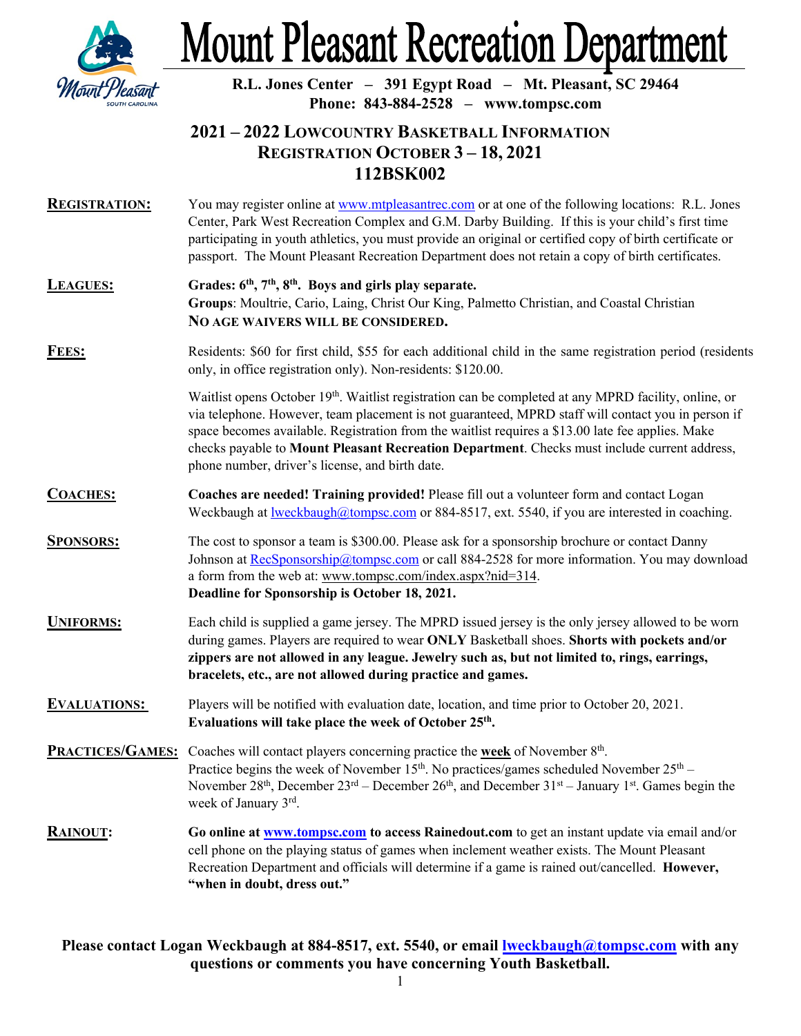# Mount Pleasant Recreation Department

**R.L. Jones Center – 391 Egypt Road – Mt. Pleasant, SC 29464**
**Phone: 843-884-2528 – www.tompsc.com**

## 2021 – 2022 LOWCOUNTRY BASKETBALL INFORMATION
## REGISTRATION OCTOBER 3 – 18, 2021
## 112BSK002

**REGISTRATION:** You may register online at www.mtpleasantrec.com or at one of the following locations: R.L. Jones Center, Park West Recreation Complex and G.M. Darby Building. If this is your child's first time participating in youth athletics, you must provide an original or certified copy of birth certificate or passport. The Mount Pleasant Recreation Department does not retain a copy of birth certificates.

**LEAGUES:** **Grades: 6th, 7th, 8th. Boys and girls play separate.**
**Groups**: Moultrie, Cario, Laing, Christ Our King, Palmetto Christian, and Coastal Christian
**NO AGE WAIVERS WILL BE CONSIDERED.**

**FEES:** Residents: $60 for first child, $55 for each additional child in the same registration period (residents only, in office registration only). Non-residents: $120.00.

Waitlist opens October 19th. Waitlist registration can be completed at any MPRD facility, online, or via telephone. However, team placement is not guaranteed, MPRD staff will contact you in person if space becomes available. Registration from the waitlist requires a $13.00 late fee applies. Make checks payable to **Mount Pleasant Recreation Department**. Checks must include current address, phone number, driver's license, and birth date.

**COACHES:** **Coaches are needed! Training provided!** Please fill out a volunteer form and contact Logan Weckbaugh at lweckbaugh@tompsc.com or 884-8517, ext. 5540, if you are interested in coaching.

**SPONSORS:** The cost to sponsor a team is $300.00. Please ask for a sponsorship brochure or contact Danny Johnson at RecSponsorship@tompsc.com or call 884-2528 for more information. You may download a form from the web at: www.tompsc.com/index.aspx?nid=314.
**Deadline for Sponsorship is October 18, 2021.**

**UNIFORMS:** Each child is supplied a game jersey. The MPRD issued jersey is the only jersey allowed to be worn during games. Players are required to wear **ONLY** Basketball shoes. **Shorts with pockets and/or zippers are not allowed in any league. Jewelry such as, but not limited to, rings, earrings, bracelets, etc., are not allowed during practice and games.**

**EVALUATIONS:** Players will be notified with evaluation date, location, and time prior to October 20, 2021. **Evaluations will take place the week of October 25th.**

**PRACTICES/GAMES:** Coaches will contact players concerning practice the **week** of November 8th. Practice begins the week of November 15th. No practices/games scheduled November 25th – November 28th, December 23rd – December 26th, and December 31st – January 1st. Games begin the week of January 3rd.

**RAINOUT:** **Go online at www.tompsc.com to access Rainedout.com** to get an instant update via email and/or cell phone on the playing status of games when inclement weather exists. The Mount Pleasant Recreation Department and officials will determine if a game is rained out/cancelled. **However, "when in doubt, dress out."**

**Please contact Logan Weckbaugh at 884-8517, ext. 5540, or email lweckbaugh@tompsc.com with any questions or comments you have concerning Youth Basketball.**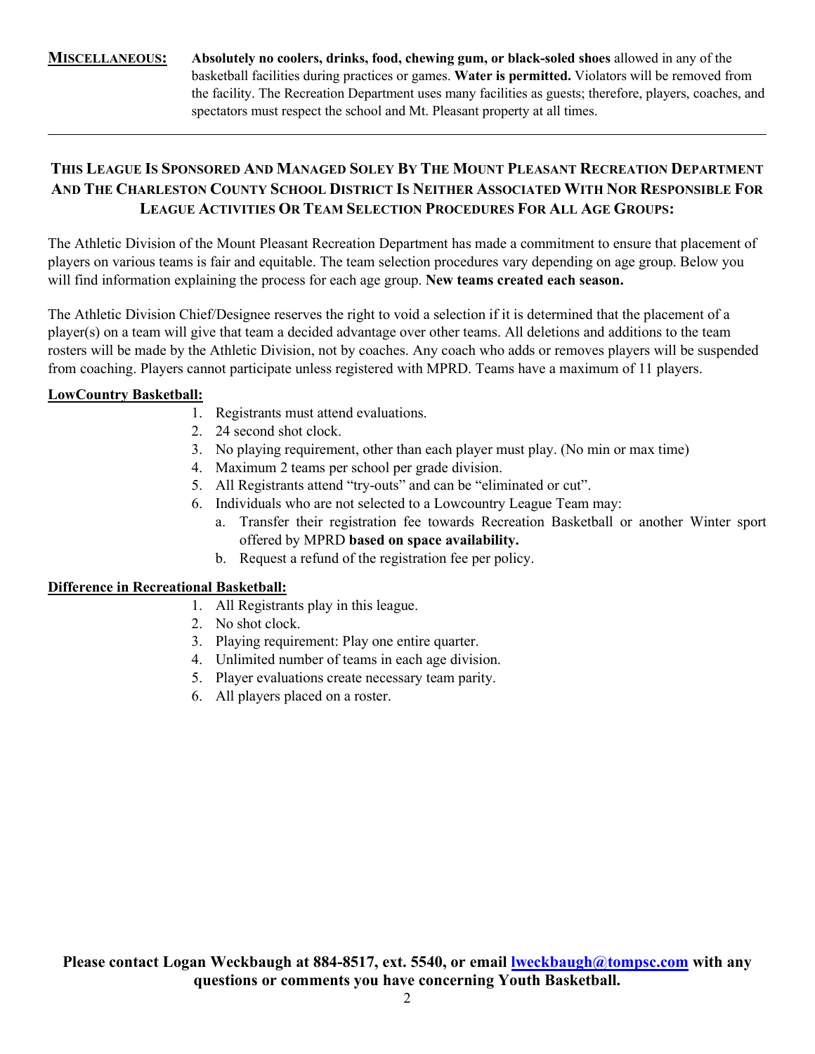**MISCELLANEOUS:** **Absolutely no coolers, drinks, food, chewing gum, or black-soled shoes** allowed in any of the basketball facilities during practices or games. **Water is permitted.** Violators will be removed from the facility. The Recreation Department uses many facilities as guests; therefore, players, coaches, and spectators must respect the school and Mt. Pleasant property at all times.

---

## THIS LEAGUE IS SPONSORED AND MANAGED SOLEY BY THE MOUNT PLEASANT RECREATION DEPARTMENT AND THE CHARLESTON COUNTY SCHOOL DISTRICT IS NEITHER ASSOCIATED WITH NOR RESPONSIBLE FOR LEAGUE ACTIVITIES OR TEAM SELECTION PROCEDURES FOR ALL AGE GROUPS:

The Athletic Division of the Mount Pleasant Recreation Department has made a commitment to ensure that placement of players on various teams is fair and equitable. The team selection procedures vary depending on age group. Below you will find information explaining the process for each age group. **New teams created each season.**

The Athletic Division Chief/Designee reserves the right to void a selection if it is determined that the placement of a player(s) on a team will give that team a decided advantage over other teams. All deletions and additions to the team rosters will be made by the Athletic Division, not by coaches. Any coach who adds or removes players will be suspended from coaching. Players cannot participate unless registered with MPRD. Teams have a maximum of 11 players.

**LowCountry Basketball:**

1. Registrants must attend evaluations.
2. 24 second shot clock.
3. No playing requirement, other than each player must play. (No min or max time)
4. Maximum 2 teams per school per grade division.
5. All Registrants attend "try-outs" and can be "eliminated or cut".
6. Individuals who are not selected to a Lowcountry League Team may:
   a. Transfer their registration fee towards Recreation Basketball or another Winter sport offered by MPRD **based on space availability.**
   b. Request a refund of the registration fee per policy.

**Difference in Recreational Basketball:**

1. All Registrants play in this league.
2. No shot clock.
3. Playing requirement: Play one entire quarter.
4. Unlimited number of teams in each age division.
5. Player evaluations create necessary team parity.
6. All players placed on a roster.

**Please contact Logan Weckbaugh at 884-8517, ext. 5540, or email [lweckbaugh@tompsc.com](mailto:lweckbaugh@tompsc.com) with any questions or comments you have concerning Youth Basketball.**